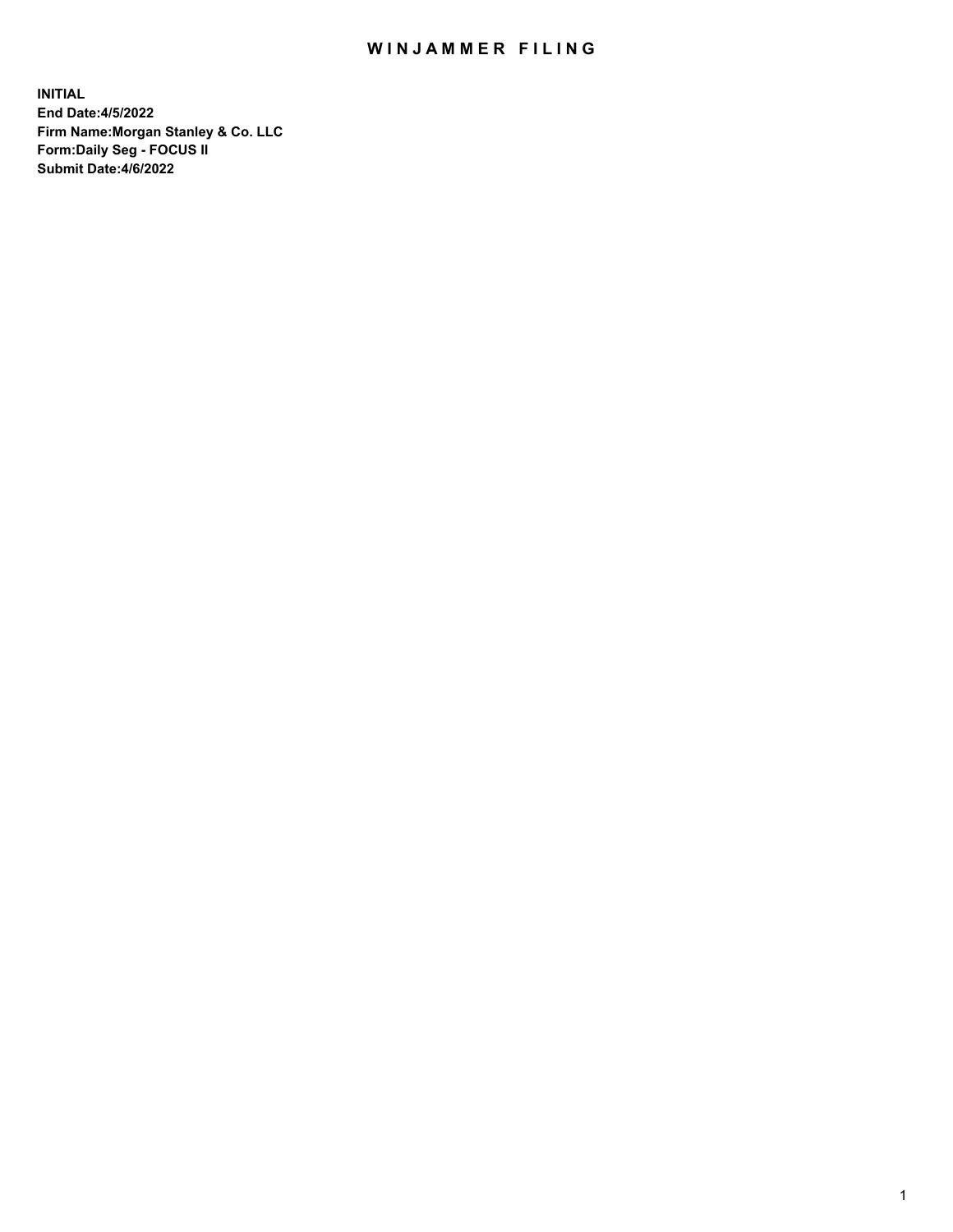# WINJAMMER FILING

**INITIAL**
**End Date:4/5/2022**
**Firm Name:Morgan Stanley & Co. LLC**
**Form:Daily Seg - FOCUS II**
**Submit Date:4/6/2022**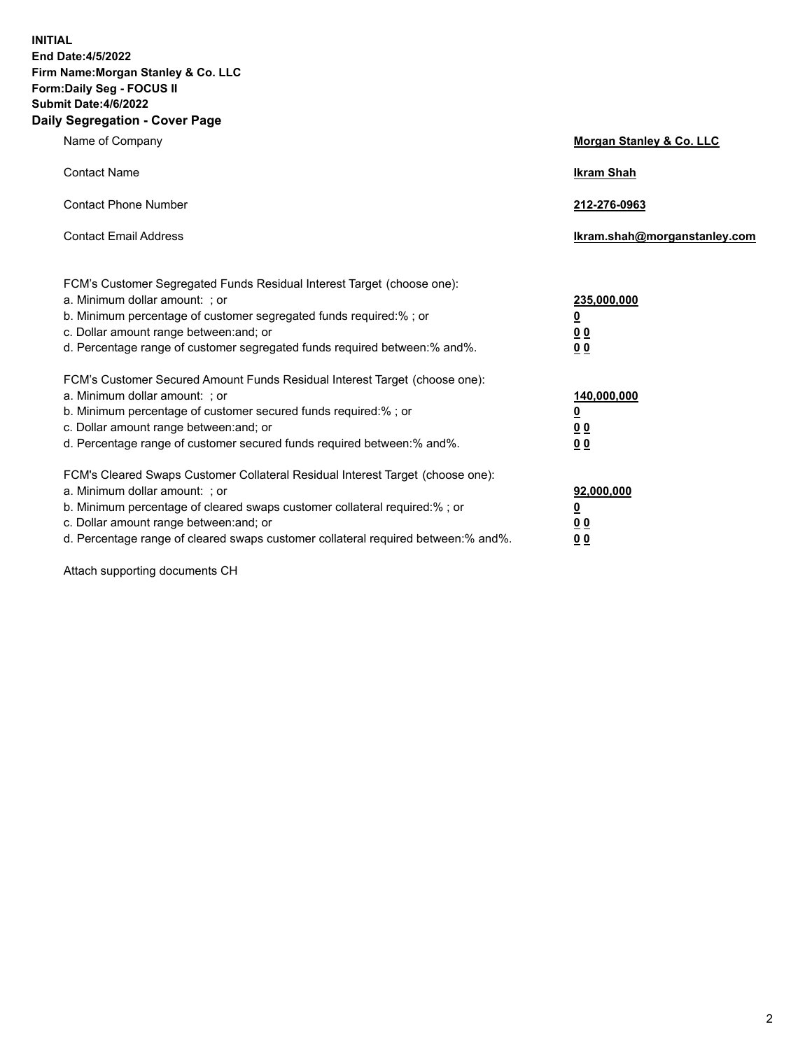**INITIAL**
**End Date:4/5/2022**
**Firm Name:Morgan Stanley & Co. LLC**
**Form:Daily Seg - FOCUS II**
**Submit Date:4/6/2022**

## Daily Segregation - Cover Page

| | |
|---|---|
| Name of Company | **Morgan Stanley & Co. LLC** |
| Contact Name | **Ikram Shah** |
| Contact Phone Number | **212-276-0963** |
| Contact Email Address | **Ikram.shah@morganstanley.com** |

| | |
|---|---|
| FCM's Customer Segregated Funds Residual Interest Target (choose one): | |
| a. Minimum dollar amount: ; or | **235,000,000** |
| b. Minimum percentage of customer segregated funds required:% ; or | **0** |
| c. Dollar amount range between:and; or | **0 0** |
| d. Percentage range of customer segregated funds required between:% and%. | **0 0** |
| FCM's Customer Secured Amount Funds Residual Interest Target (choose one): | |
| a. Minimum dollar amount: ; or | **140,000,000** |
| b. Minimum percentage of customer secured funds required:% ; or | **0** |
| c. Dollar amount range between:and; or | **0 0** |
| d. Percentage range of customer secured funds required between:% and%. | **0 0** |
| FCM's Cleared Swaps Customer Collateral Residual Interest Target (choose one): | |
| a. Minimum dollar amount: ; or | **92,000,000** |
| b. Minimum percentage of cleared swaps customer collateral required:% ; or | **0** |
| c. Dollar amount range between:and; or | **0 0** |
| d. Percentage range of cleared swaps customer collateral required between:% and%. | **0 0** |

Attach supporting documents CH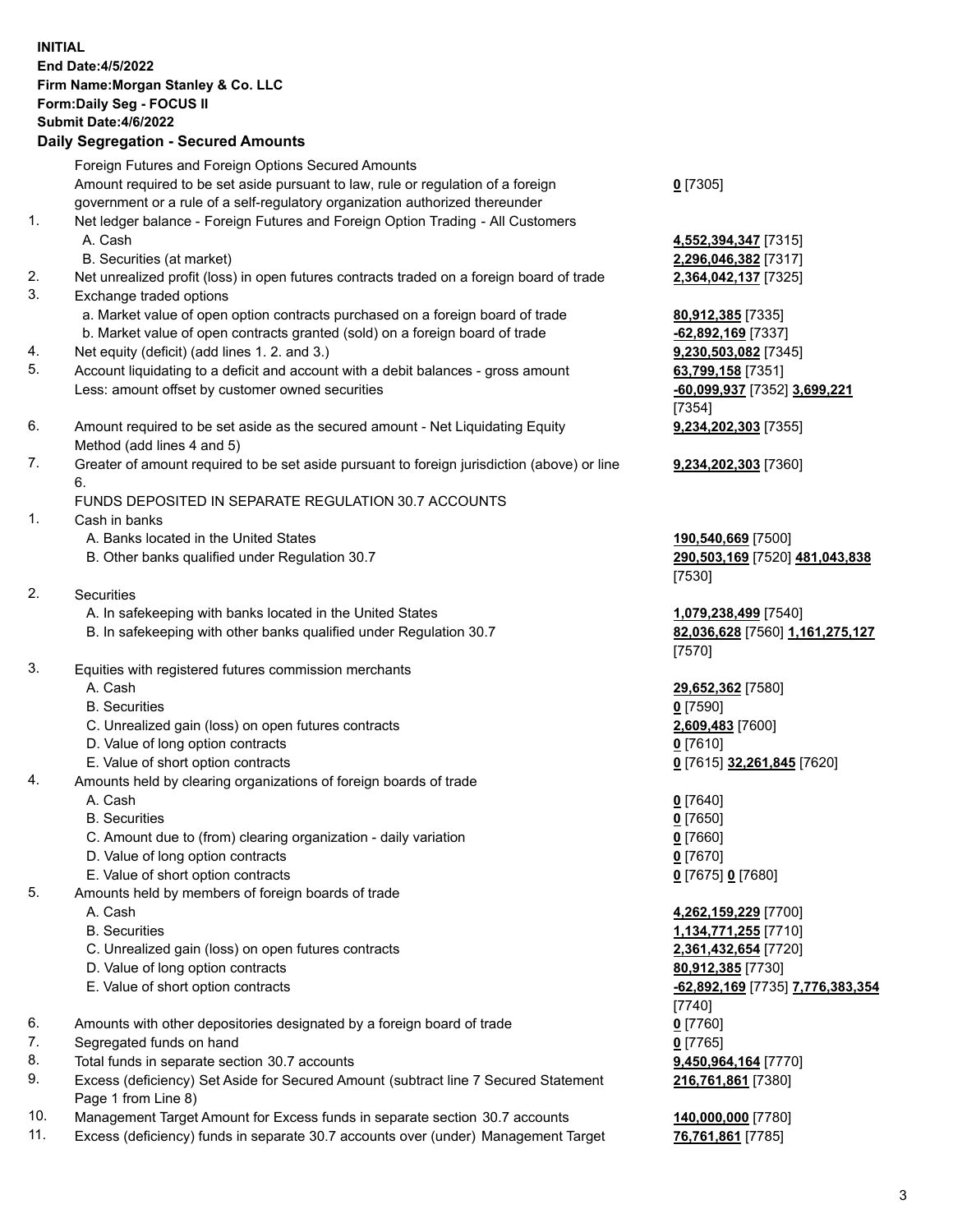**INITIAL**
**End Date:4/5/2022**
**Firm Name:Morgan Stanley & Co. LLC**
**Form:Daily Seg - FOCUS II**
**Submit Date:4/6/2022**

## Daily Segregation - Secured Amounts

| | | |
|---|---|---|
| | Foreign Futures and Foreign Options Secured Amounts | |
| | Amount required to be set aside pursuant to law, rule or regulation of a foreign government or a rule of a self-regulatory organization authorized thereunder | **0** [7305] |
| 1. | Net ledger balance - Foreign Futures and Foreign Option Trading - All Customers | |
| | A. Cash | **4,552,394,347** [7315] |
| | B. Securities (at market) | **2,296,046,382** [7317] |
| 2. | Net unrealized profit (loss) in open futures contracts traded on a foreign board of trade | **2,364,042,137** [7325] |
| 3. | Exchange traded options | |
| | a. Market value of open option contracts purchased on a foreign board of trade | **80,912,385** [7335] |
| | b. Market value of open contracts granted (sold) on a foreign board of trade | **-62,892,169** [7337] |
| 4. | Net equity (deficit) (add lines 1. 2. and 3.) | **9,230,503,082** [7345] |
| 5. | Account liquidating to a deficit and account with a debit balances - gross amount | **63,799,158** [7351] |
| | Less: amount offset by customer owned securities | **-60,099,937** [7352] **3,699,221** [7354] |
| 6. | Amount required to be set aside as the secured amount - Net Liquidating Equity Method (add lines 4 and 5) | **9,234,202,303** [7355] |
| 7. | Greater of amount required to be set aside pursuant to foreign jurisdiction (above) or line 6. | **9,234,202,303** [7360] |
| | FUNDS DEPOSITED IN SEPARATE REGULATION 30.7 ACCOUNTS | |
| 1. | Cash in banks | |
| | A. Banks located in the United States | **190,540,669** [7500] |
| | B. Other banks qualified under Regulation 30.7 | **290,503,169** [7520] **481,043,838** [7530] |
| 2. | Securities | |
| | A. In safekeeping with banks located in the United States | **1,079,238,499** [7540] |
| | B. In safekeeping with other banks qualified under Regulation 30.7 | **82,036,628** [7560] **1,161,275,127** [7570] |
| 3. | Equities with registered futures commission merchants | |
| | A. Cash | **29,652,362** [7580] |
| | B. Securities | **0** [7590] |
| | C. Unrealized gain (loss) on open futures contracts | **2,609,483** [7600] |
| | D. Value of long option contracts | **0** [7610] |
| | E. Value of short option contracts | **0** [7615] **32,261,845** [7620] |
| 4. | Amounts held by clearing organizations of foreign boards of trade | |
| | A. Cash | **0** [7640] |
| | B. Securities | **0** [7650] |
| | C. Amount due to (from) clearing organization - daily variation | **0** [7660] |
| | D. Value of long option contracts | **0** [7670] |
| | E. Value of short option contracts | **0** [7675] **0** [7680] |
| 5. | Amounts held by members of foreign boards of trade | |
| | A. Cash | **4,262,159,229** [7700] |
| | B. Securities | **1,134,771,255** [7710] |
| | C. Unrealized gain (loss) on open futures contracts | **2,361,432,654** [7720] |
| | D. Value of long option contracts | **80,912,385** [7730] |
| | E. Value of short option contracts | **-62,892,169** [7735] **7,776,383,354** [7740] |
| 6. | Amounts with other depositories designated by a foreign board of trade | **0** [7760] |
| 7. | Segregated funds on hand | **0** [7765] |
| 8. | Total funds in separate section 30.7 accounts | **9,450,964,164** [7770] |
| 9. | Excess (deficiency) Set Aside for Secured Amount (subtract line 7 Secured Statement Page 1 from Line 8) | **216,761,861** [7380] |
| 10. | Management Target Amount for Excess funds in separate section 30.7 accounts | **140,000,000** [7780] |
| 11. | Excess (deficiency) funds in separate 30.7 accounts over (under) Management Target | **76,761,861** [7785] |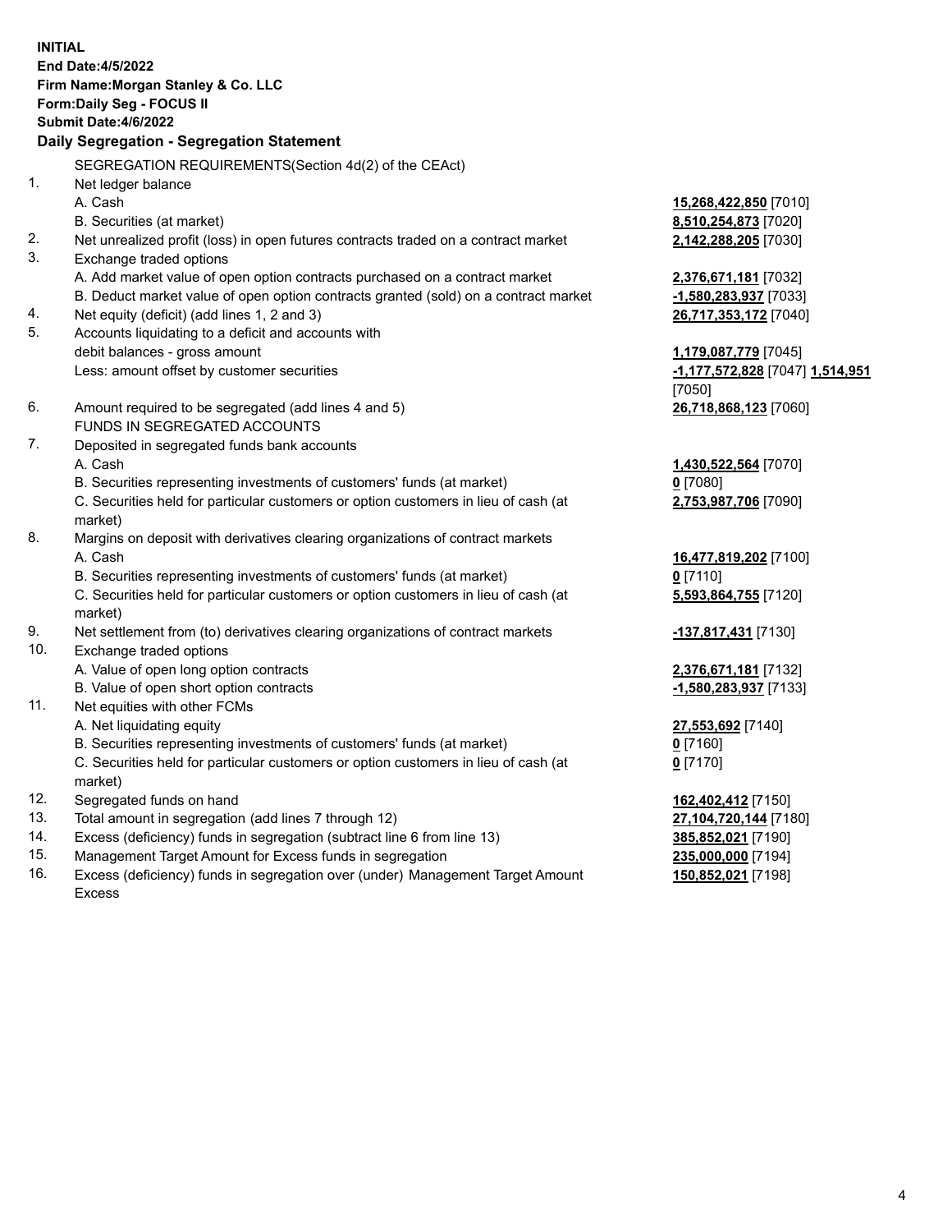**INITIAL**
**End Date:4/5/2022**
**Firm Name:Morgan Stanley & Co. LLC**
**Form:Daily Seg - FOCUS II**
**Submit Date:4/6/2022**

## Daily Segregation - Segregation Statement

SEGREGATION REQUIREMENTS(Section 4d(2) of the CEAct)

| | | |
|---|---|---|
| 1. | Net ledger balance | |
| | A. Cash | **15,268,422,850** [7010] |
| | B. Securities (at market) | **8,510,254,873** [7020] |
| 2. | Net unrealized profit (loss) in open futures contracts traded on a contract market | **2,142,288,205** [7030] |
| 3. | Exchange traded options | |
| | A. Add market value of open option contracts purchased on a contract market | **2,376,671,181** [7032] |
| | B. Deduct market value of open option contracts granted (sold) on a contract market | **-1,580,283,937** [7033] |
| 4. | Net equity (deficit) (add lines 1, 2 and 3) | **26,717,353,172** [7040] |
| 5. | Accounts liquidating to a deficit and accounts with debit balances - gross amount | **1,179,087,779** [7045] |
| | Less: amount offset by customer securities | **-1,177,572,828** [7047] **1,514,951** [7050] |
| 6. | Amount required to be segregated (add lines 4 and 5) | **26,718,868,123** [7060] |
| | FUNDS IN SEGREGATED ACCOUNTS | |
| 7. | Deposited in segregated funds bank accounts | |
| | A. Cash | **1,430,522,564** [7070] |
| | B. Securities representing investments of customers' funds (at market) | **0** [7080] |
| | C. Securities held for particular customers or option customers in lieu of cash (at market) | **2,753,987,706** [7090] |
| 8. | Margins on deposit with derivatives clearing organizations of contract markets | |
| | A. Cash | **16,477,819,202** [7100] |
| | B. Securities representing investments of customers' funds (at market) | **0** [7110] |
| | C. Securities held for particular customers or option customers in lieu of cash (at market) | **5,593,864,755** [7120] |
| 9. | Net settlement from (to) derivatives clearing organizations of contract markets | **-137,817,431** [7130] |
| 10. | Exchange traded options | |
| | A. Value of open long option contracts | **2,376,671,181** [7132] |
| | B. Value of open short option contracts | **-1,580,283,937** [7133] |
| 11. | Net equities with other FCMs | |
| | A. Net liquidating equity | **27,553,692** [7140] |
| | B. Securities representing investments of customers' funds (at market) | **0** [7160] |
| | C. Securities held for particular customers or option customers in lieu of cash (at market) | **0** [7170] |
| 12. | Segregated funds on hand | **162,402,412** [7150] |
| 13. | Total amount in segregation (add lines 7 through 12) | **27,104,720,144** [7180] |
| 14. | Excess (deficiency) funds in segregation (subtract line 6 from line 13) | **385,852,021** [7190] |
| 15. | Management Target Amount for Excess funds in segregation | **235,000,000** [7194] |
| 16. | Excess (deficiency) funds in segregation over (under) Management Target Amount Excess | **150,852,021** [7198] |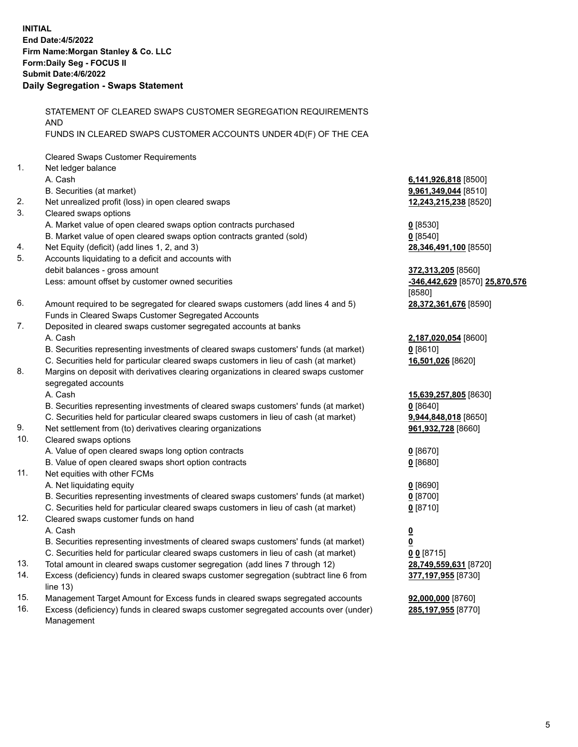**INITIAL**
**End Date:4/5/2022**
**Firm Name:Morgan Stanley & Co. LLC**
**Form:Daily Seg - FOCUS II**
**Submit Date:4/6/2022**
**Daily Segregation - Swaps Statement**

STATEMENT OF CLEARED SWAPS CUSTOMER SEGREGATION REQUIREMENTS AND
FUNDS IN CLEARED SWAPS CUSTOMER ACCOUNTS UNDER 4D(F) OF THE CEA

| | | |
|---|---|---|
| | Cleared Swaps Customer Requirements | |
| 1. | Net ledger balance | |
| | A. Cash | **6,141,926,818** [8500] |
| | B. Securities (at market) | **9,961,349,044** [8510] |
| 2. | Net unrealized profit (loss) in open cleared swaps | **12,243,215,238** [8520] |
| 3. | Cleared swaps options | |
| | A. Market value of open cleared swaps option contracts purchased | **0** [8530] |
| | B. Market value of open cleared swaps option contracts granted (sold) | **0** [8540] |
| 4. | Net Equity (deficit) (add lines 1, 2, and 3) | **28,346,491,100** [8550] |
| 5. | Accounts liquidating to a deficit and accounts with debit balances - gross amount | **372,313,205** [8560] |
| | Less: amount offset by customer owned securities | **-346,442,629** [8570] **25,870,576** [8580] |
| 6. | Amount required to be segregated for cleared swaps customers (add lines 4 and 5) | **28,372,361,676** [8590] |
| | Funds in Cleared Swaps Customer Segregated Accounts | |
| 7. | Deposited in cleared swaps customer segregated accounts at banks | |
| | A. Cash | **2,187,020,054** [8600] |
| | B. Securities representing investments of cleared swaps customers' funds (at market) | **0** [8610] |
| | C. Securities held for particular cleared swaps customers in lieu of cash (at market) | **16,501,026** [8620] |
| 8. | Margins on deposit with derivatives clearing organizations in cleared swaps customer segregated accounts | |
| | A. Cash | **15,639,257,805** [8630] |
| | B. Securities representing investments of cleared swaps customers' funds (at market) | **0** [8640] |
| | C. Securities held for particular cleared swaps customers in lieu of cash (at market) | **9,944,848,018** [8650] |
| 9. | Net settlement from (to) derivatives clearing organizations | **961,932,728** [8660] |
| 10. | Cleared swaps options | |
| | A. Value of open cleared swaps long option contracts | **0** [8670] |
| | B. Value of open cleared swaps short option contracts | **0** [8680] |
| 11. | Net equities with other FCMs | |
| | A. Net liquidating equity | **0** [8690] |
| | B. Securities representing investments of cleared swaps customers' funds (at market) | **0** [8700] |
| | C. Securities held for particular cleared swaps customers in lieu of cash (at market) | **0** [8710] |
| 12. | Cleared swaps customer funds on hand | |
| | A. Cash | **0** |
| | B. Securities representing investments of cleared swaps customers' funds (at market) | **0** |
| | C. Securities held for particular cleared swaps customers in lieu of cash (at market) | **0** **0** [8715] |
| 13. | Total amount in cleared swaps customer segregation (add lines 7 through 12) | **28,749,559,631** [8720] |
| 14. | Excess (deficiency) funds in cleared swaps customer segregation (subtract line 6 from line 13) | **377,197,955** [8730] |
| 15. | Management Target Amount for Excess funds in cleared swaps segregated accounts | **92,000,000** [8760] |
| 16. | Excess (deficiency) funds in cleared swaps customer segregated accounts over (under) Management | **285,197,955** [8770] |